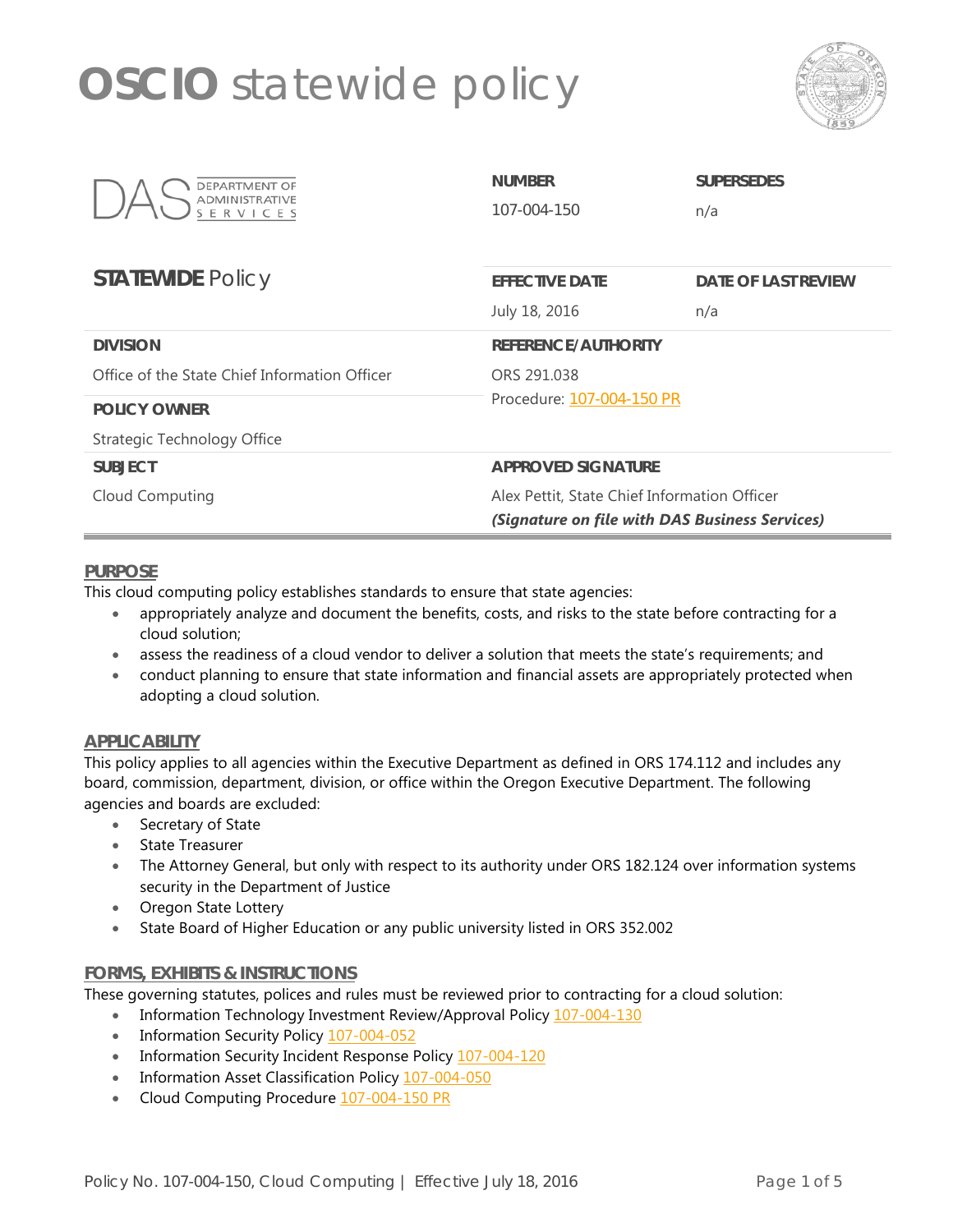# OSCIO statewide policy

DAS DEPARTMENT OF ADMINISTRATIVE SERVICES

**STATEWIDE** Policy

| | |
|---|---|
| **NUMBER** | **SUPERSEDES** |
| 107-004-150 | n/a |
| **EFFECTIVE DATE** | **DATE OF LAST REVIEW** |
| July 18, 2016 | n/a |

| | |
|---|---|
| **DIVISION** | **REFERENCE/AUTHORITY** |
| Office of the State Chief Information Officer | ORS 291.038<br>Procedure: 107-004-150 PR |
| **POLICY OWNER** | |
| Strategic Technology Office | |
| **SUBJECT** | **APPROVED SIGNATURE** |
| Cloud Computing | Alex Pettit, State Chief Information Officer<br>***(Signature on file with DAS Business Services)*** |

## PURPOSE

This cloud computing policy establishes standards to ensure that state agencies:

- appropriately analyze and document the benefits, costs, and risks to the state before contracting for a cloud solution;
- assess the readiness of a cloud vendor to deliver a solution that meets the state's requirements; and
- conduct planning to ensure that state information and financial assets are appropriately protected when adopting a cloud solution.

## APPLICABILITY

This policy applies to all agencies within the Executive Department as defined in ORS 174.112 and includes any board, commission, department, division, or office within the Oregon Executive Department. The following agencies and boards are excluded:

- Secretary of State
- State Treasurer
- The Attorney General, but only with respect to its authority under ORS 182.124 over information systems security in the Department of Justice
- Oregon State Lottery
- State Board of Higher Education or any public university listed in ORS 352.002

## FORMS, EXHIBITS & INSTRUCTIONS

These governing statutes, polices and rules must be reviewed prior to contracting for a cloud solution:

- Information Technology Investment Review/Approval Policy 107-004-130
- Information Security Policy 107-004-052
- Information Security Incident Response Policy 107-004-120
- Information Asset Classification Policy 107-004-050
- Cloud Computing Procedure 107-004-150 PR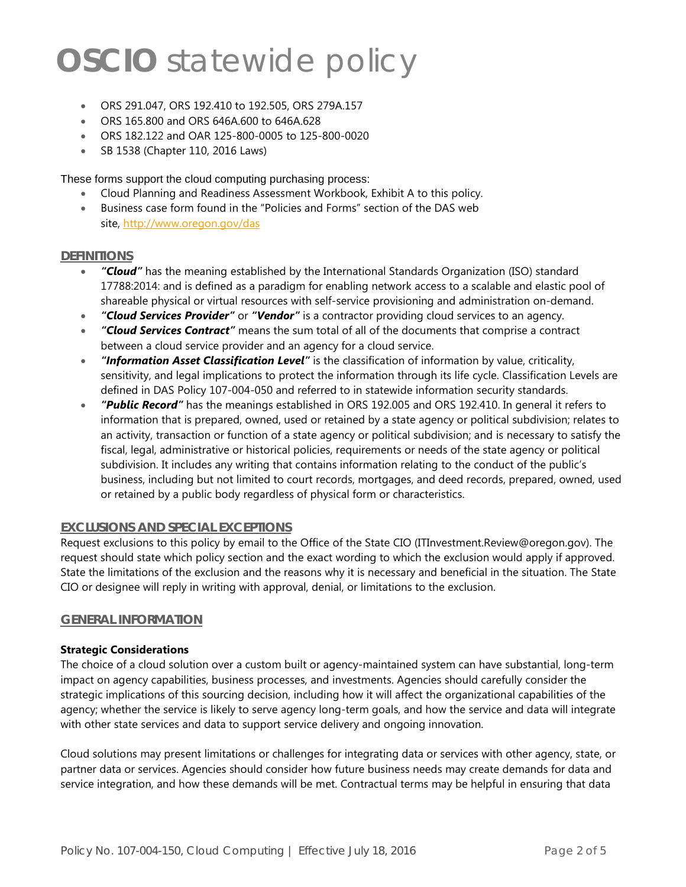- ORS 291.047, ORS 192.410 to 192.505, ORS 279A.157
- ORS 165.800 and ORS 646A.600 to 646A.628
- ORS 182.122 and OAR 125-800-0005 to 125-800-0020
- SB 1538 (Chapter 110, 2016 Laws)

These forms support the cloud computing purchasing process:

- Cloud Planning and Readiness Assessment Workbook, Exhibit A to this policy.
- Business case form found in the "Policies and Forms" section of the DAS web site, http://www.oregon.gov/das

## DEFINITIONS

- ***"Cloud"*** has the meaning established by the International Standards Organization (ISO) standard 17788:2014: and is defined as a paradigm for enabling network access to a scalable and elastic pool of shareable physical or virtual resources with self-service provisioning and administration on-demand.
- ***"Cloud Services Provider"*** or ***"Vendor"*** is a contractor providing cloud services to an agency.
- ***"Cloud Services Contract"*** means the sum total of all of the documents that comprise a contract between a cloud service provider and an agency for a cloud service.
- ***"Information Asset Classification Level"*** is the classification of information by value, criticality, sensitivity, and legal implications to protect the information through its life cycle. Classification Levels are defined in DAS Policy 107-004-050 and referred to in statewide information security standards.
- ***"Public Record"*** has the meanings established in ORS 192.005 and ORS 192.410. In general it refers to information that is prepared, owned, used or retained by a state agency or political subdivision; relates to an activity, transaction or function of a state agency or political subdivision; and is necessary to satisfy the fiscal, legal, administrative or historical policies, requirements or needs of the state agency or political subdivision. It includes any writing that contains information relating to the conduct of the public's business, including but not limited to court records, mortgages, and deed records, prepared, owned, used or retained by a public body regardless of physical form or characteristics.

## EXCLUSIONS AND SPECIAL EXCEPTIONS

Request exclusions to this policy by email to the Office of the State CIO (ITInvestment.Review@oregon.gov). The request should state which policy section and the exact wording to which the exclusion would apply if approved. State the limitations of the exclusion and the reasons why it is necessary and beneficial in the situation. The State CIO or designee will reply in writing with approval, denial, or limitations to the exclusion.

## GENERAL INFORMATION

**Strategic Considerations**

The choice of a cloud solution over a custom built or agency-maintained system can have substantial, long-term impact on agency capabilities, business processes, and investments. Agencies should carefully consider the strategic implications of this sourcing decision, including how it will affect the organizational capabilities of the agency; whether the service is likely to serve agency long-term goals, and how the service and data will integrate with other state services and data to support service delivery and ongoing innovation.

Cloud solutions may present limitations or challenges for integrating data or services with other agency, state, or partner data or services. Agencies should consider how future business needs may create demands for data and service integration, and how these demands will be met. Contractual terms may be helpful in ensuring that data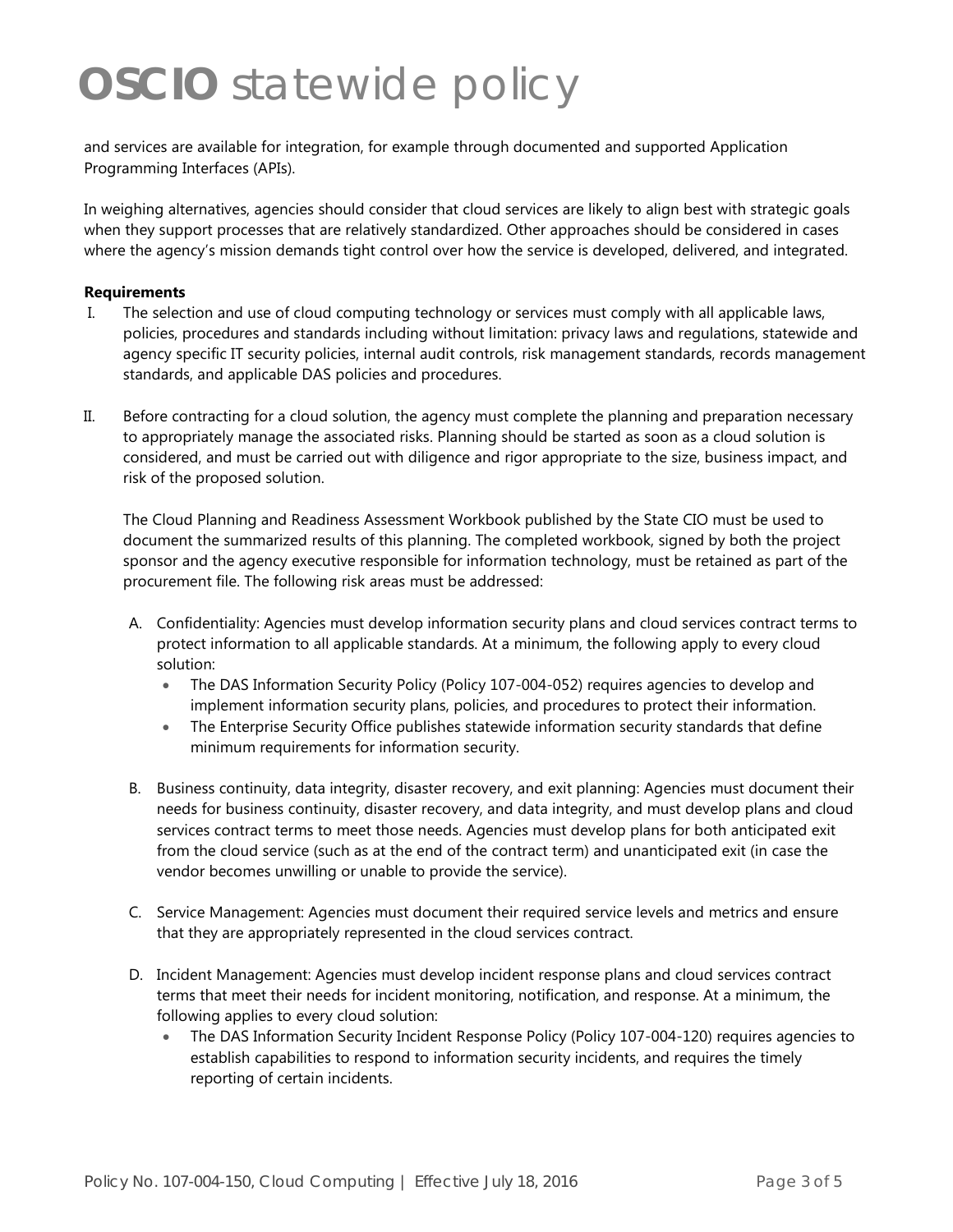and services are available for integration, for example through documented and supported Application Programming Interfaces (APIs).

In weighing alternatives, agencies should consider that cloud services are likely to align best with strategic goals when they support processes that are relatively standardized. Other approaches should be considered in cases where the agency's mission demands tight control over how the service is developed, delivered, and integrated.

**Requirements**

I. The selection and use of cloud computing technology or services must comply with all applicable laws, policies, procedures and standards including without limitation: privacy laws and regulations, statewide and agency specific IT security policies, internal audit controls, risk management standards, records management standards, and applicable DAS policies and procedures.

II. Before contracting for a cloud solution, the agency must complete the planning and preparation necessary to appropriately manage the associated risks. Planning should be started as soon as a cloud solution is considered, and must be carried out with diligence and rigor appropriate to the size, business impact, and risk of the proposed solution.

   The Cloud Planning and Readiness Assessment Workbook published by the State CIO must be used to document the summarized results of this planning. The completed workbook, signed by both the project sponsor and the agency executive responsible for information technology, must be retained as part of the procurement file. The following risk areas must be addressed:

   A. Confidentiality: Agencies must develop information security plans and cloud services contract terms to protect information to all applicable standards. At a minimum, the following apply to every cloud solution:
      - The DAS Information Security Policy (Policy 107-004-052) requires agencies to develop and implement information security plans, policies, and procedures to protect their information.
      - The Enterprise Security Office publishes statewide information security standards that define minimum requirements for information security.

   B. Business continuity, data integrity, disaster recovery, and exit planning: Agencies must document their needs for business continuity, disaster recovery, and data integrity, and must develop plans and cloud services contract terms to meet those needs. Agencies must develop plans for both anticipated exit from the cloud service (such as at the end of the contract term) and unanticipated exit (in case the vendor becomes unwilling or unable to provide the service).

   C. Service Management: Agencies must document their required service levels and metrics and ensure that they are appropriately represented in the cloud services contract.

   D. Incident Management: Agencies must develop incident response plans and cloud services contract terms that meet their needs for incident monitoring, notification, and response. At a minimum, the following applies to every cloud solution:
      - The DAS Information Security Incident Response Policy (Policy 107-004-120) requires agencies to establish capabilities to respond to information security incidents, and requires the timely reporting of certain incidents.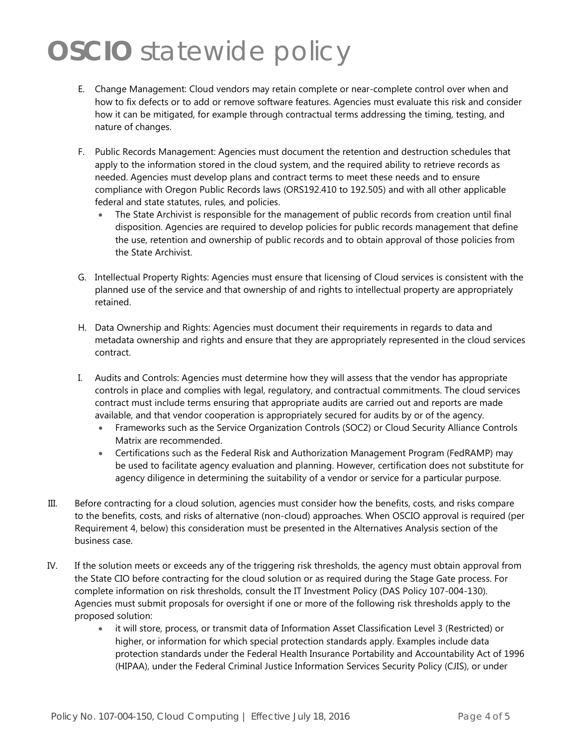E. Change Management: Cloud vendors may retain complete or near-complete control over when and how to fix defects or to add or remove software features. Agencies must evaluate this risk and consider how it can be mitigated, for example through contractual terms addressing the timing, testing, and nature of changes.

F. Public Records Management: Agencies must document the retention and destruction schedules that apply to the information stored in the cloud system, and the required ability to retrieve records as needed. Agencies must develop plans and contract terms to meet these needs and to ensure compliance with Oregon Public Records laws (ORS192.410 to 192.505) and with all other applicable federal and state statutes, rules, and policies.

- The State Archivist is responsible for the management of public records from creation until final disposition. Agencies are required to develop policies for public records management that define the use, retention and ownership of public records and to obtain approval of those policies from the State Archivist.

G. Intellectual Property Rights: Agencies must ensure that licensing of Cloud services is consistent with the planned use of the service and that ownership of and rights to intellectual property are appropriately retained.

H. Data Ownership and Rights: Agencies must document their requirements in regards to data and metadata ownership and rights and ensure that they are appropriately represented in the cloud services contract.

I. Audits and Controls: Agencies must determine how they will assess that the vendor has appropriate controls in place and complies with legal, regulatory, and contractual commitments. The cloud services contract must include terms ensuring that appropriate audits are carried out and reports are made available, and that vendor cooperation is appropriately secured for audits by or of the agency.

- Frameworks such as the Service Organization Controls (SOC2) or Cloud Security Alliance Controls Matrix are recommended.
- Certifications such as the Federal Risk and Authorization Management Program (FedRAMP) may be used to facilitate agency evaluation and planning. However, certification does not substitute for agency diligence in determining the suitability of a vendor or service for a particular purpose.

III. Before contracting for a cloud solution, agencies must consider how the benefits, costs, and risks compare to the benefits, costs, and risks of alternative (non-cloud) approaches. When OSCIO approval is required (per Requirement 4, below) this consideration must be presented in the Alternatives Analysis section of the business case.

IV. If the solution meets or exceeds any of the triggering risk thresholds, the agency must obtain approval from the State CIO before contracting for the cloud solution or as required during the Stage Gate process. For complete information on risk thresholds, consult the IT Investment Policy (DAS Policy 107-004-130). Agencies must submit proposals for oversight if one or more of the following risk thresholds apply to the proposed solution:

- it will store, process, or transmit data of Information Asset Classification Level 3 (Restricted) or higher, or information for which special protection standards apply. Examples include data protection standards under the Federal Health Insurance Portability and Accountability Act of 1996 (HIPAA), under the Federal Criminal Justice Information Services Security Policy (CJIS), or under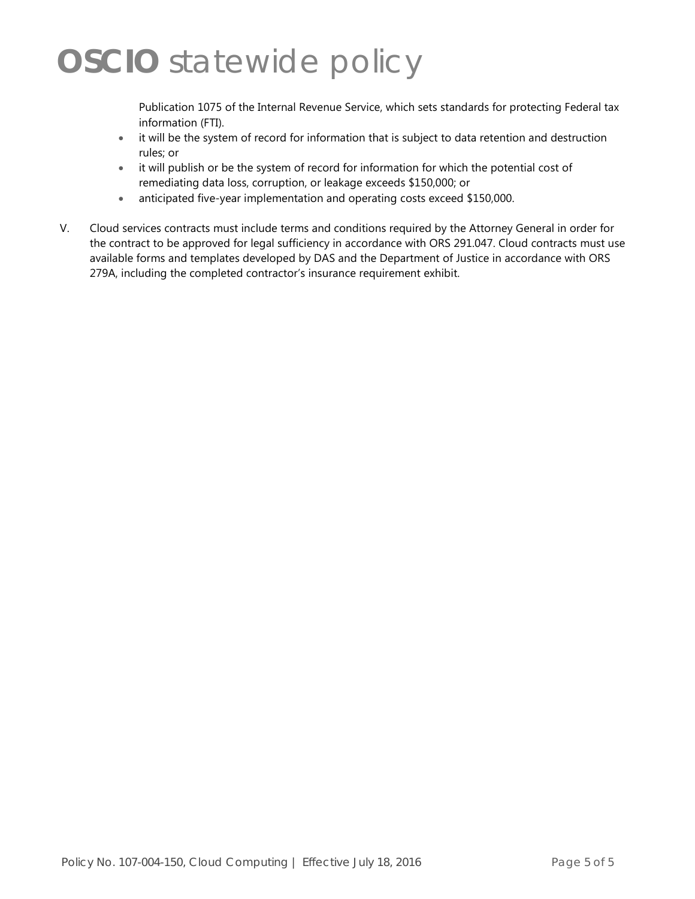Publication 1075 of the Internal Revenue Service, which sets standards for protecting Federal tax information (FTI).

- it will be the system of record for information that is subject to data retention and destruction rules; or
- it will publish or be the system of record for information for which the potential cost of remediating data loss, corruption, or leakage exceeds $150,000; or
- anticipated five-year implementation and operating costs exceed $150,000.

V. Cloud services contracts must include terms and conditions required by the Attorney General in order for the contract to be approved for legal sufficiency in accordance with ORS 291.047. Cloud contracts must use available forms and templates developed by DAS and the Department of Justice in accordance with ORS 279A, including the completed contractor's insurance requirement exhibit.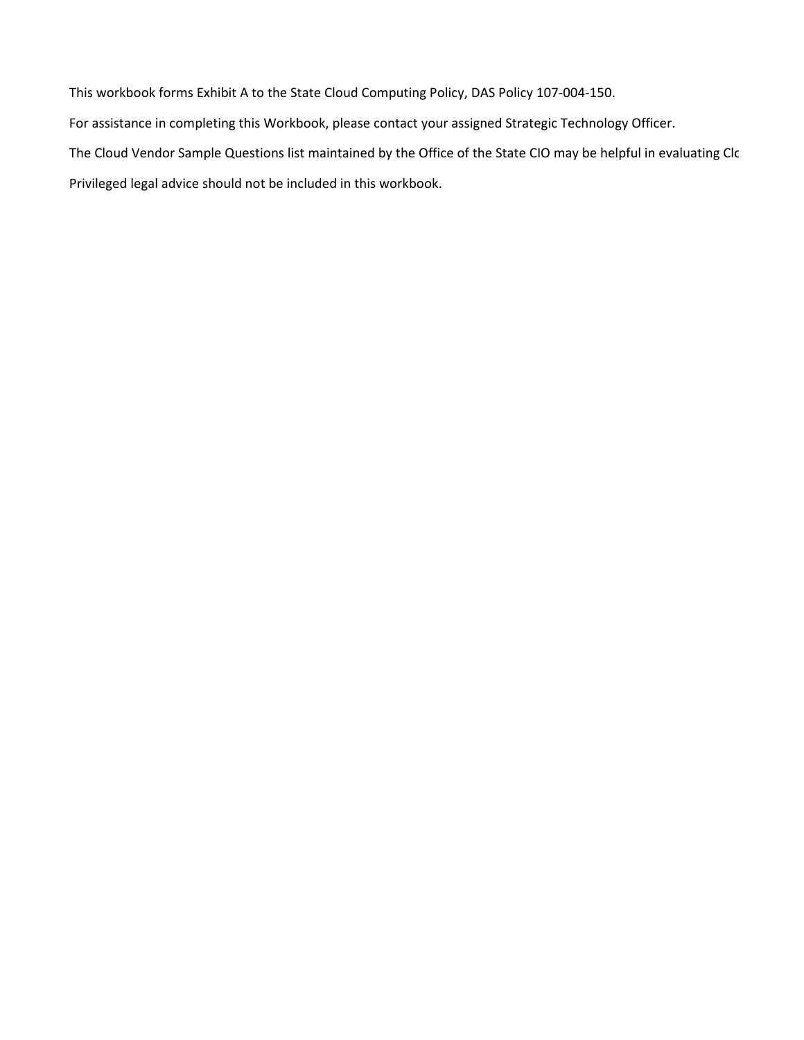This workbook forms Exhibit A to the State Cloud Computing Policy, DAS Policy 107-004-150.

For assistance in completing this Workbook, please contact your assigned Strategic Technology Officer.

The Cloud Vendor Sample Questions list maintained by the Office of the State CIO may be helpful in evaluating Clo

Privileged legal advice should not be included in this workbook.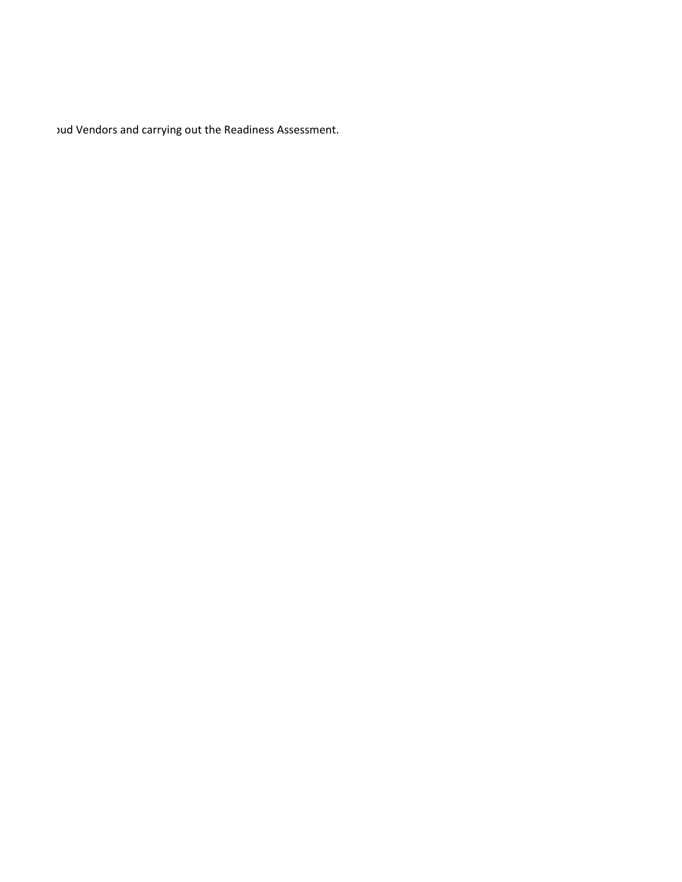ɔud Vendors and carrying out the Readiness Assessment.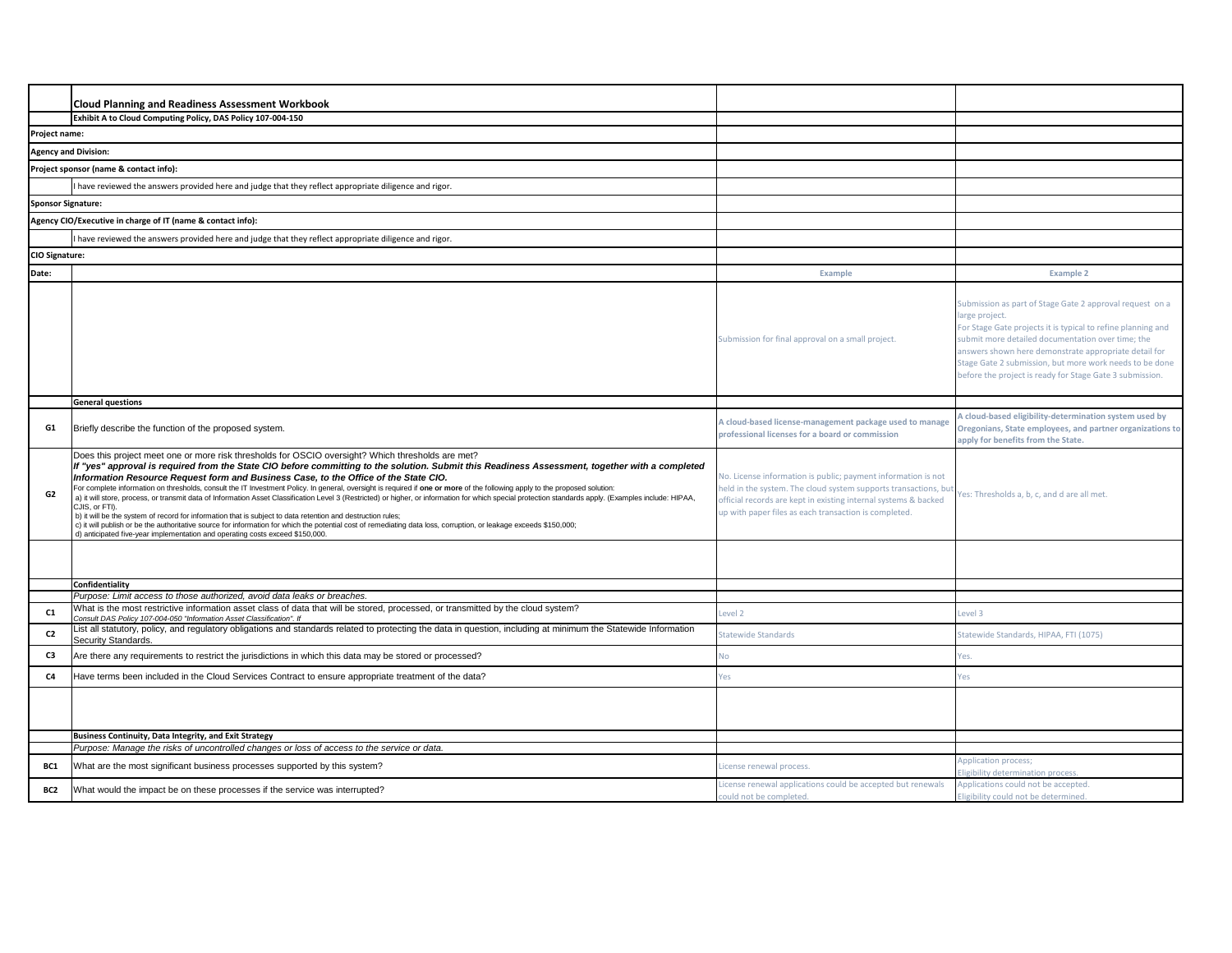| | Cloud Planning and Readiness Assessment Workbook | | |
|---|---|---|---|
| | **Exhibit A to Cloud Computing Policy, DAS Policy 107-004-150** | | |
| **Project name:** | | | |
| **Agency and Division:** | | | |
| **Project sponsor (name & contact info):** | | | |
| | I have reviewed the answers provided here and judge that they reflect appropriate diligence and rigor. | | |
| **Sponsor Signature:** | | | |
| **Agency CIO/Executive in charge of IT (name & contact info):** | | | |
| | I have reviewed the answers provided here and judge that they reflect appropriate diligence and rigor. | | |
| **CIO Signature:** | | | |
| **Date:** | | **Example** | **Example 2** |
| | | Submission for final approval on a small project. | Submission as part of Stage Gate 2 approval request on a large project.<br>For Stage Gate projects it is typical to refine planning and submit more detailed documentation over time; the answers shown here demonstrate appropriate detail for Stage Gate 2 submission, but more work needs to be done before the project is ready for Stage Gate 3 submission. |
| | **General questions** | | |
| **G1** | Briefly describe the function of the proposed system. | **A cloud-based license-management package used to manage professional licenses for a board or commission** | **A cloud-based eligibility-determination system used by Oregonians, State employees, and partner organizations to apply for benefits from the State.** |
| **G2** | Does this project meet one or more risk thresholds for OSCIO oversight? Which thresholds are met?<br>***If "yes" approval is required from the State CIO before committing to the solution. Submit this Readiness Assessment, together with a completed Information Resource Request form and Business Case, to the Office of the State CIO.***<br>For complete information on thresholds, consult the IT Investment Policy. In general, oversight is required if **one or more** of the following apply to the proposed solution:<br>a) it will store, process, or transmit data of Information Asset Classification Level 3 (Restricted) or higher, or information for which special protection standards apply. (Examples include: HIPAA, CJIS, or FTI).<br>b) it will be the system of record for information that is subject to data retention and destruction rules;<br>c) it will publish or be the authoritative source for information for which the potential cost of remediating data loss, corruption, or leakage exceeds $150,000;<br>d) anticipated five-year implementation and operating costs exceed $150,000. | No. License information is public; payment information is not held in the system. The cloud system supports transactions, but official records are kept in existing internal systems & backed up with paper files as each transaction is completed. | Yes: Thresholds a, b, c, and d are all met. |
| | | | |
| | **Confidentiality** | | |
| | *Purpose: Limit access to those authorized, avoid data leaks or breaches.* | | |
| **C1** | What is the most restrictive information asset class of data that will be stored, processed, or transmitted by the cloud system?<br>*Consult DAS Policy 107-004-050 "Information Asset Classification". If* | Level 2 | Level 3 |
| **C2** | List all statutory, policy, and regulatory obligations and standards related to protecting the data in question, including at minimum the Statewide Information Security Standards. | Statewide Standards | Statewide Standards, HIPAA, FTI (1075) |
| **C3** | Are there any requirements to restrict the jurisdictions in which this data may be stored or processed? | No | Yes. |
| **C4** | Have terms been included in the Cloud Services Contract to ensure appropriate treatment of the data? | Yes | Yes |
| | | | |
| | **Business Continuity, Data Integrity, and Exit Strategy** | | |
| | *Purpose: Manage the risks of uncontrolled changes or loss of access to the service or data.* | | |
| **BC1** | What are the most significant business processes supported by this system? | License renewal process. | Application process;<br>Eligibility determination process. |
| **BC2** | What would the impact be on these processes if the service was interrupted? | License renewal applications could be accepted but renewals could not be completed. | Applications could not be accepted.<br>Eligibility could not be determined. |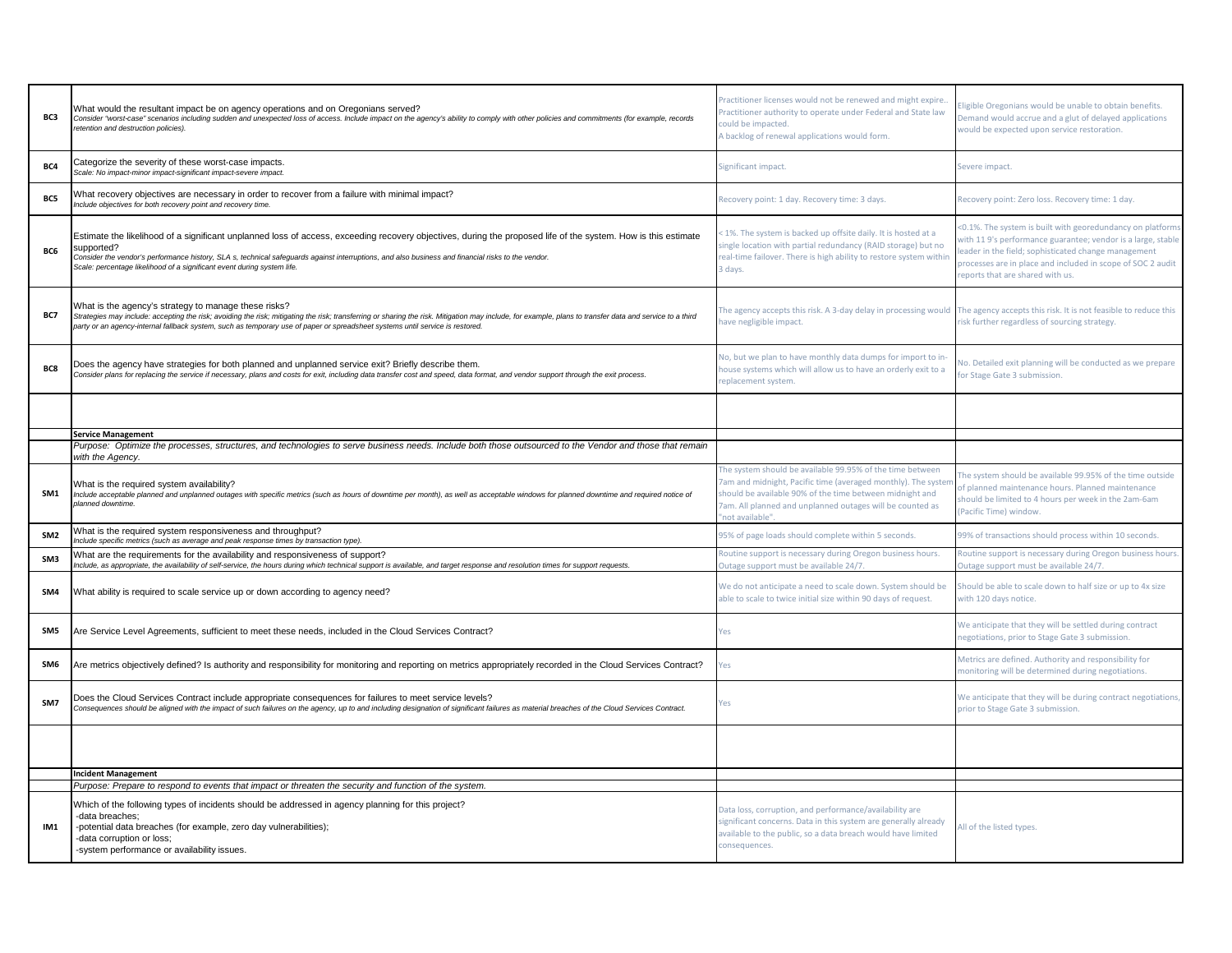| | | | |
|---|---|---|---|
| **BC3** | What would the resultant impact be on agency operations and on Oregonians served?<br>*Consider "worst-case" scenarios including sudden and unexpected loss of access. Include impact on the agency's ability to comply with other policies and commitments (for example, records retention and destruction policies).* | Practitioner licenses would not be renewed and might expire.. Practitioner authority to operate under Federal and State law could be impacted.<br>A backlog of renewal applications would form. | Eligible Oregonians would be unable to obtain benefits. Demand would accrue and a glut of delayed applications would be expected upon service restoration. |
| **BC4** | Categorize the severity of these worst-case impacts.<br>*Scale: No impact-minor impact-significant impact-severe impact.* | Significant impact. | Severe impact. |
| **BC5** | What recovery objectives are necessary in order to recover from a failure with minimal impact?<br>*Include objectives for both recovery point and recovery time.* | Recovery point: 1 day. Recovery time: 3 days. | Recovery point: Zero loss. Recovery time: 1 day. |
| **BC6** | Estimate the likelihood of a significant unplanned loss of access, exceeding recovery objectives, during the proposed life of the system. How is this estimate supported?<br>*Consider the vendor's performance history, SLA s, technical safeguards against interruptions, and also business and financial risks to the vendor.*<br>*Scale: percentage likelihood of a significant event during system life.* | < 1%. The system is backed up offsite daily. It is hosted at a single location with partial redundancy (RAID storage) but no real-time failover. There is high ability to restore system within 3 days. | <0.1%. The system is built with georedundancy on platforms with 11 9's performance guarantee; vendor is a large, stable leader in the field; sophisticated change management processes are in place and included in scope of SOC 2 audit reports that are shared with us. |
| **BC7** | What is the agency's strategy to manage these risks?<br>*Strategies may include: accepting the risk; avoiding the risk; mitigating the risk; transferring or sharing the risk. Mitigation may include, for example, plans to transfer data and service to a third party or an agency-internal fallback system, such as temporary use of paper or spreadsheet systems until service is restored.* | The agency accepts this risk. A 3-day delay in processing would have negligible impact. | The agency accepts this risk. It is not feasible to reduce this risk further regardless of sourcing strategy. |
| **BC8** | Does the agency have strategies for both planned and unplanned service exit? Briefly describe them.<br>*Consider plans for replacing the service if necessary, plans and costs for exit, including data transfer cost and speed, data format, and vendor support through the exit process.* | No, but we plan to have monthly data dumps for import to in-house systems which will allow us to have an orderly exit to a replacement system. | No. Detailed exit planning will be conducted as we prepare for Stage Gate 3 submission. |
| | | | |
| | **Service Management** | | |
| | *Purpose: Optimize the processes, structures, and technologies to serve business needs. Include both those outsourced to the Vendor and those that remain with the Agency.* | | |
| **SM1** | What is the required system availability?<br>*Include acceptable planned and unplanned outages with specific metrics (such as hours of downtime per month), as well as acceptable windows for planned downtime and required notice of planned downtime.* | The system should be available 99.95% of the time between 7am and midnight, Pacific time (averaged monthly). The system should be available 90% of the time between midnight and 7am. All planned and unplanned outages will be counted as "not available". | The system should be available 99.95% of the time outside of planned maintenance hours. Planned maintenance should be limited to 4 hours per week in the 2am-6am (Pacific Time) window. |
| **SM2** | What is the required system responsiveness and throughput?<br>*Include specific metrics (such as average and peak response times by transaction type).* | 95% of page loads should complete within 5 seconds. | 99% of transactions should process within 10 seconds. |
| **SM3** | What are the requirements for the availability and responsiveness of support?<br>*Include, as appropriate, the availability of self-service, the hours during which technical support is available, and target response and resolution times for support requests.* | Routine support is necessary during Oregon business hours. Outage support must be available 24/7. | Routine support is necessary during Oregon business hours. Outage support must be available 24/7. |
| **SM4** | What ability is required to scale service up or down according to agency need? | We do not anticipate a need to scale down. System should be able to scale to twice initial size within 90 days of request. | Should be able to scale down to half size or up to 4x size with 120 days notice. |
| **SM5** | Are Service Level Agreements, sufficient to meet these needs, included in the Cloud Services Contract? | Yes | We anticipate that they will be settled during contract negotiations, prior to Stage Gate 3 submission. |
| **SM6** | Are metrics objectively defined? Is authority and responsibility for monitoring and reporting on metrics appropriately recorded in the Cloud Services Contract? | Yes | Metrics are defined. Authority and responsibility for monitoring will be determined during negotiations. |
| **SM7** | Does the Cloud Services Contract include appropriate consequences for failures to meet service levels?<br>*Consequences should be aligned with the impact of such failures on the agency, up to and including designation of significant failures as material breaches of the Cloud Services Contract.* | Yes | We anticipate that they will be during contract negotiations, prior to Stage Gate 3 submission. |
| | | | |
| | **Incident Management** | | |
| | *Purpose: Prepare to respond to events that impact or threaten the security and function of the system.* | | |
| **IM1** | Which of the following types of incidents should be addressed in agency planning for this project?<br>-data breaches;<br>-potential data breaches (for example, zero day vulnerabilities);<br>-data corruption or loss;<br>-system performance or availability issues. | Data loss, corruption, and performance/availability are significant concerns. Data in this system are generally already available to the public, so a data breach would have limited consequences. | All of the listed types. |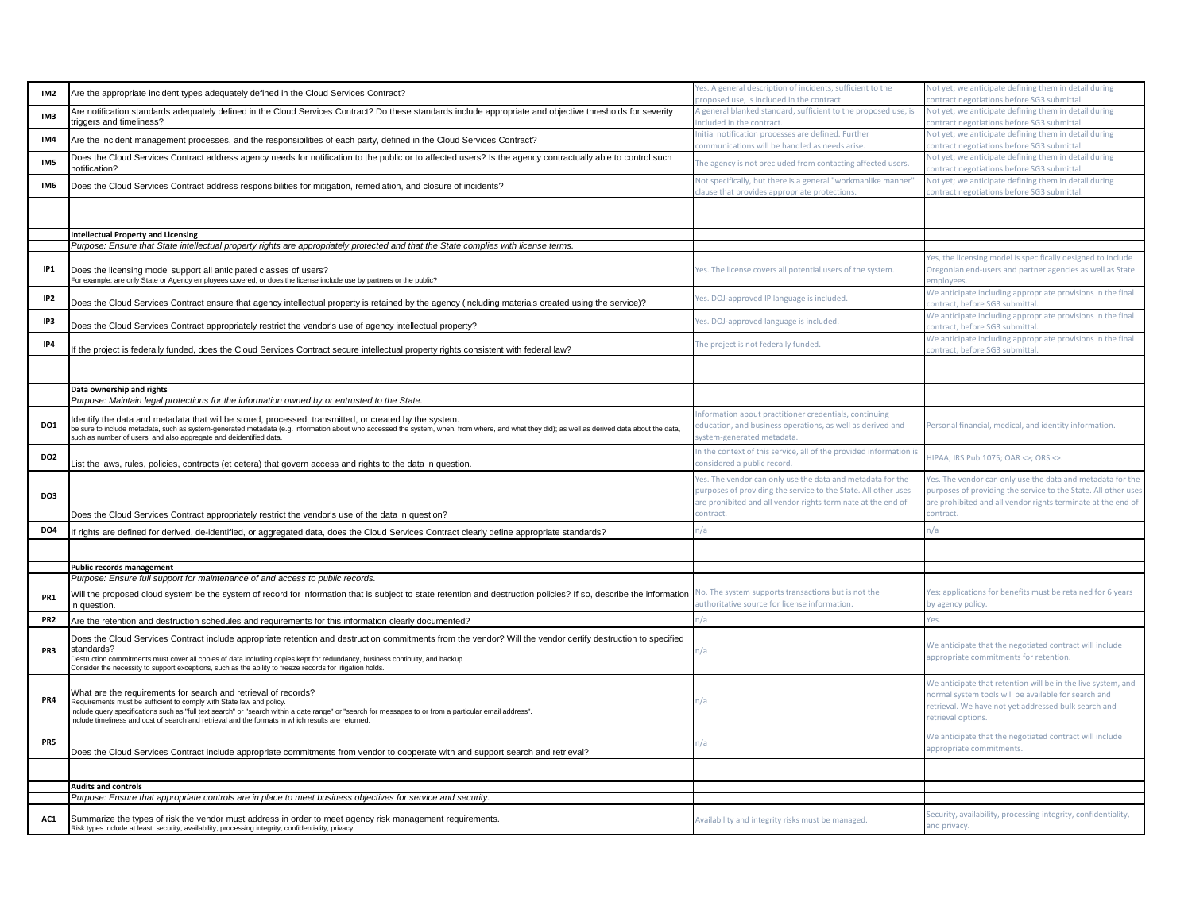| | | | |
|---|---|---|---|
| IM2 | Are the appropriate incident types adequately defined in the Cloud Services Contract? | Yes. A general description of incidents, sufficient to the proposed use, is included in the contract. | Not yet; we anticipate defining them in detail during contract negotiations before SG3 submittal. |
| IM3 | Are notification standards adequately defined in the Cloud Services Contract? Do these standards include appropriate and objective thresholds for severity triggers and timeliness? | A general blanked standard, sufficient to the proposed use, is included in the contract. | Not yet; we anticipate defining them in detail during contract negotiations before SG3 submittal. |
| IM4 | Are the incident management processes, and the responsibilities of each party, defined in the Cloud Services Contract? | Initial notification processes are defined. Further communications will be handled as needs arise. | Not yet; we anticipate defining them in detail during contract negotiations before SG3 submittal. |
| IM5 | Does the Cloud Services Contract address agency needs for notification to the public or to affected users? Is the agency contractually able to control such notification? | The agency is not precluded from contacting affected users. | Not yet; we anticipate defining them in detail during contract negotiations before SG3 submittal. |
| IM6 | Does the Cloud Services Contract address responsibilities for mitigation, remediation, and closure of incidents? | Not specifically, but there is a general "workmanlike manner" clause that provides appropriate protections. | Not yet; we anticipate defining them in detail during contract negotiations before SG3 submittal. |
| | | | |
| | **Intellectual Property and Licensing** | | |
| | *Purpose: Ensure that State intellectual property rights are appropriately protected and that the State complies with license terms.* | | |
| IP1 | Does the licensing model support all anticipated classes of users?<br>For example: are only State or Agency employees covered, or does the license include use by partners or the public? | Yes. The license covers all potential users of the system. | Yes, the licensing model is specifically designed to include Oregonian end-users and partner agencies as well as State employees. |
| IP2 | Does the Cloud Services Contract ensure that agency intellectual property is retained by the agency (including materials created using the service)? | Yes. DOJ-approved IP language is included. | We anticipate including appropriate provisions in the final contract, before SG3 submittal. |
| IP3 | Does the Cloud Services Contract appropriately restrict the vendor's use of agency intellectual property? | Yes. DOJ-approved language is included. | We anticipate including appropriate provisions in the final contract, before SG3 submittal. |
| IP4 | If the project is federally funded, does the Cloud Services Contract secure intellectual property rights consistent with federal law? | The project is not federally funded. | We anticipate including appropriate provisions in the final contract, before SG3 submittal. |
| | | | |
| | **Data ownership and rights** | | |
| | *Purpose: Maintain legal protections for the information owned by or entrusted to the State.* | | |
| DO1 | Identify the data and metadata that will be stored, processed, transmitted, or created by the system.<br>be sure to include metadata, such as system-generated metadata (e.g. information about who accessed the system, when, from where, and what they did); as well as derived data about the data, such as number of users; and also aggregate and deidentified data. | Information about practitioner credentials, continuing education, and business operations, as well as derived and system-generated metadata. | Personal financial, medical, and identity information. |
| DO2 | List the laws, rules, policies, contracts (et cetera) that govern access and rights to the data in question. | In the context of this service, all of the provided information is considered a public record. | HIPAA; IRS Pub 1075; OAR <>; ORS <>. |
| DO3 | Does the Cloud Services Contract appropriately restrict the vendor's use of the data in question? | Yes. The vendor can only use the data and metadata for the purposes of providing the service to the State. All other uses are prohibited and all vendor rights terminate at the end of contract. | Yes. The vendor can only use the data and metadata for the purposes of providing the service to the State. All other uses are prohibited and all vendor rights terminate at the end of contract. |
| DO4 | If rights are defined for derived, de-identified, or aggregated data, does the Cloud Services Contract clearly define appropriate standards? | n/a | n/a |
| | | | |
| | **Public records management** | | |
| | *Purpose: Ensure full support for maintenance of and access to public records.* | | |
| PR1 | Will the proposed cloud system be the system of record for information that is subject to state retention and destruction policies? If so, describe the information in question. | No. The system supports transactions but is not the authoritative source for license information. | Yes; applications for benefits must be retained for 6 years by agency policy. |
| PR2 | Are the retention and destruction schedules and requirements for this information clearly documented? | n/a | Yes. |
| PR3 | Does the Cloud Services Contract include appropriate retention and destruction commitments from the vendor? Will the vendor certify destruction to specified standards?<br>Destruction commitments must cover all copies of data including copies kept for redundancy, business continuity, and backup.<br>Consider the necessity to support exceptions, such as the ability to freeze records for litigation holds. | n/a | We anticipate that the negotiated contract will include appropriate commitments for retention. |
| PR4 | What are the requirements for search and retrieval of records?<br>Requirements must be sufficient to comply with State law and policy.<br>Include query specifications such as "full text search" or "search within a date range" or "search for messages to or from a particular email address".<br>Include timeliness and cost of search and retrieval and the formats in which results are returned. | n/a | We anticipate that retention will be in the live system, and normal system tools will be available for search and retrieval. We have not yet addressed bulk search and retrieval options. |
| PR5 | Does the Cloud Services Contract include appropriate commitments from vendor to cooperate with and support search and retrieval? | n/a | We anticipate that the negotiated contract will include appropriate commitments. |
| | | | |
| | **Audits and controls** | | |
| | *Purpose: Ensure that appropriate controls are in place to meet business objectives for service and security.* | | |
| AC1 | Summarize the types of risk the vendor must address in order to meet agency risk management requirements.<br>Risk types include at least: security, availability, processing integrity, confidentiality, privacy. | Availability and integrity risks must be managed. | Security, availability, processing integrity, confidentiality, and privacy. |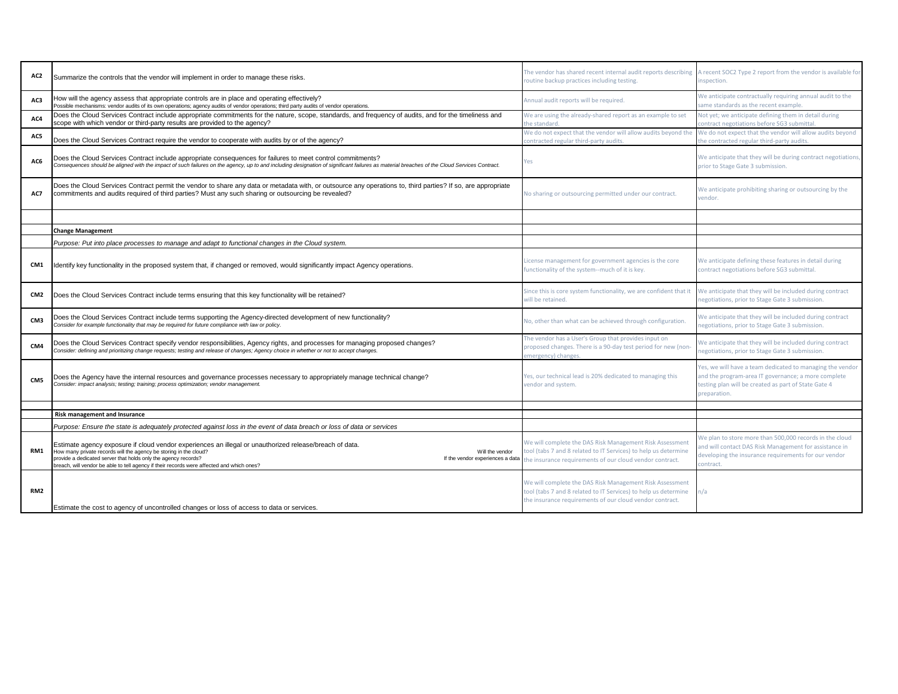| | | | |
|---|---|---|---|
| **AC2** | Summarize the controls that the vendor will implement in order to manage these risks. | The vendor has shared recent internal audit reports describing routine backup practices including testing. | A recent SOC2 Type 2 report from the vendor is available for inspection. |
| **AC3** | How will the agency assess that appropriate controls are in place and operating effectively?<br>Possible mechanisms: vendor audits of its own operations; agency audits of vendor operations; third party audits of vendor operations. | Annual audit reports will be required. | We anticipate contractually requiring annual audit to the same standards as the recent example. |
| **AC4** | Does the Cloud Services Contract include appropriate commitments for the nature, scope, standards, and frequency of audits, and for the timeliness and scope with which vendor or third-party results are provided to the agency? | We are using the already-shared report as an example to set the standard. | Not yet; we anticipate defining them in detail during contract negotiations before SG3 submittal. |
| **AC5** | Does the Cloud Services Contract require the vendor to cooperate with audits by or of the agency? | We do not expect that the vendor will allow audits beyond the contracted regular third-party audits. | We do not expect that the vendor will allow audits beyond the contracted regular third-party audits. |
| **AC6** | Does the Cloud Services Contract include appropriate consequences for failures to meet control commitments?<br>*Consequences should be aligned with the impact of such failures on the agency, up to and including designation of significant failures as material breaches of the Cloud Services Contract.* | Yes | We anticipate that they will be during contract negotiations, prior to Stage Gate 3 submission. |
| **AC7** | Does the Cloud Services Contract permit the vendor to share any data or metadata with, or outsource any operations to, third parties? If so, are appropriate commitments and audits required of third parties? Must any such sharing or outsourcing be revealed? | No sharing or outsourcing permitted under our contract. | We anticipate prohibiting sharing or outsourcing by the vendor. |
| | | | |
| | **Change Management** | | |
| | *Purpose: Put into place processes to manage and adapt to functional changes in the Cloud system.* | | |
| **CM1** | Identify key functionality in the proposed system that, if changed or removed, would significantly impact Agency operations. | License management for government agencies is the core functionality of the system--much of it is key. | We anticipate defining these features in detail during contract negotiations before SG3 submittal. |
| **CM2** | Does the Cloud Services Contract include terms ensuring that this key functionality will be retained? | Since this is core system functionality, we are confident that it will be retained. | We anticipate that they will be included during contract negotiations, prior to Stage Gate 3 submission. |
| **CM3** | Does the Cloud Services Contract include terms supporting the Agency-directed development of new functionality?<br>*Consider for example functionality that may be required for future compliance with law or policy.* | No, other than what can be achieved through configuration. | We anticipate that they will be included during contract negotiations, prior to Stage Gate 3 submission. |
| **CM4** | Does the Cloud Services Contract specify vendor responsibilities, Agency rights, and processes for managing proposed changes?<br>*Consider: defining and prioritizing change requests; testing and release of changes; Agency choice in whether or not to accept changes.* | The vendor has a User's Group that provides input on proposed changes. There is a 90-day test period for new (non-emergency) changes. | We anticipate that they will be included during contract negotiations, prior to Stage Gate 3 submission. |
| **CM5** | Does the Agency have the internal resources and governance processes necessary to appropriately manage technical change?<br>*Consider: impact analysis; testing; training; process optimization; vendor management.* | Yes, our technical lead is 20% dedicated to managing this vendor and system. | Yes, we will have a team dedicated to managing the vendor and the program-area IT governance; a more complete testing plan will be created as part of State Gate 4 preparation. |
| | | | |
| | **Risk management and Insurance** | | |
| | *Purpose: Ensure the state is adequately protected against loss in the event of data breach or loss of data or services* | | |
| **RM1** | Estimate agency exposure if cloud vendor experiences an illegal or unauthorized release/breach of data.<br>How many private records will the agency be storing in the cloud? Will the vendor provide a dedicated server that holds only the agency records? If the vendor experiences a data breach, will vendor be able to tell agency if their records were affected and which ones? | We will complete the DAS Risk Management Risk Assessment tool (tabs 7 and 8 related to IT Services) to help us determine the insurance requirements of our cloud vendor contract. | We plan to store more than 500,000 records in the cloud and will contact DAS Risk Management for assistance in developing the insurance requirements for our vendor contract. |
| **RM2** | Estimate the cost to agency of uncontrolled changes or loss of access to data or services. | We will complete the DAS Risk Management Risk Assessment tool (tabs 7 and 8 related to IT Services) to help us determine the insurance requirements of our cloud vendor contract. | n/a |